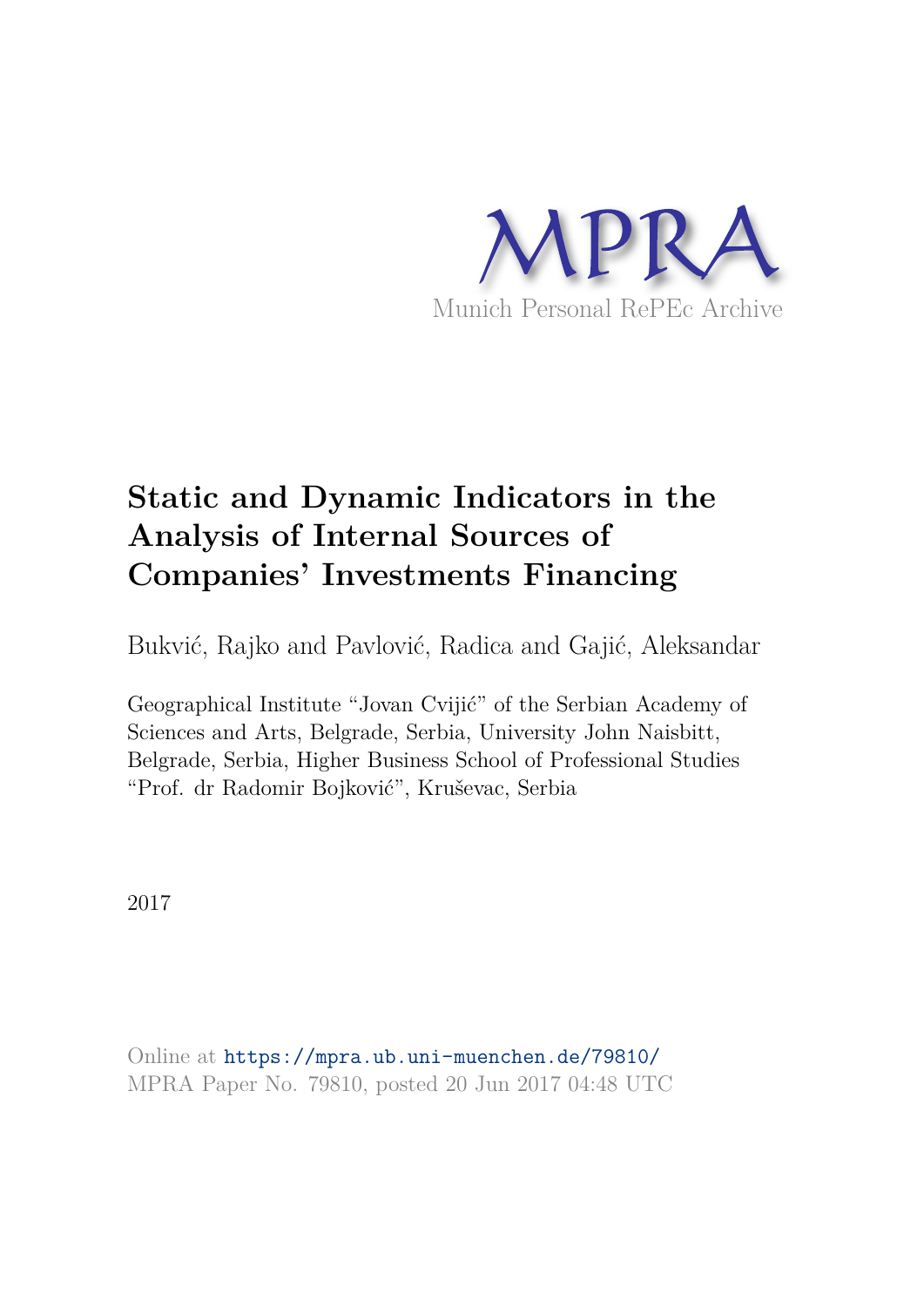MPRA

Munich Personal RePEc Archive

# Static and Dynamic Indicators in the Analysis of Internal Sources of Companies' Investments Financing

Bukvić, Rajko and Pavlović, Radica and Gajić, Aleksandar

Geographical Institute "Jovan Cvijić" of the Serbian Academy of Sciences and Arts, Belgrade, Serbia, University John Naisbitt, Belgrade, Serbia, Higher Business School of Professional Studies "Prof. dr Radomir Bojković", Kruševac, Serbia

2017

Online at https://mpra.ub.uni-muenchen.de/79810/
MPRA Paper No. 79810, posted 20 Jun 2017 04:48 UTC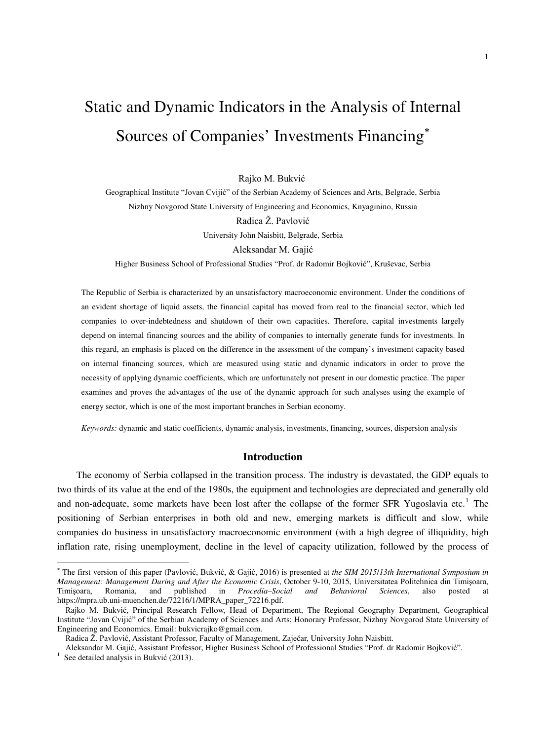# Static and Dynamic Indicators in the Analysis of Internal Sources of Companies' Investments Financing[*]

Rajko M. Bukvić

Geographical Institute "Jovan Cvijić" of the Serbian Academy of Sciences and Arts, Belgrade, Serbia

Nizhny Novgorod State University of Engineering and Economics, Knyaginino, Russia

Radica Ž. Pavlović

University John Naisbitt, Belgrade, Serbia

Aleksandar M. Gajić

Higher Business School of Professional Studies "Prof. dr Radomir Bojković", Kruševac, Serbia

The Republic of Serbia is characterized by an unsatisfactory macroeconomic environment. Under the conditions of an evident shortage of liquid assets, the financial capital has moved from real to the financial sector, which led companies to over-indebtedness and shutdown of their own capacities. Therefore, capital investments largely depend on internal financing sources and the ability of companies to internally generate funds for investments. In this regard, an emphasis is placed on the difference in the assessment of the company's investment capacity based on internal financing sources, which are measured using static and dynamic indicators in order to prove the necessity of applying dynamic coefficients, which are unfortunately not present in our domestic practice. The paper examines and proves the advantages of the use of the dynamic approach for such analyses using the example of energy sector, which is one of the most important branches in Serbian economy.

*Keywords:* dynamic and static coefficients, dynamic analysis, investments, financing, sources, dispersion analysis

## Introduction

The economy of Serbia collapsed in the transition process. The industry is devastated, the GDP equals to two thirds of its value at the end of the 1980s, the equipment and technologies are depreciated and generally old and non-adequate, some markets have been lost after the collapse of the former SFR Yugoslavia etc.[1] The positioning of Serbian enterprises in both old and new, emerging markets is difficult and slow, while companies do business in unsatisfactory macroeconomic environment (with a high degree of illiquidity, high inflation rate, rising unemployment, decline in the level of capacity utilization, followed by the process of

---

[*] The first version of this paper (Pavlović, Bukvić, & Gajić, 2016) is presented at *the SIM 2015/13th International Symposium in Management: Management During and After the Economic Crisis*, October 9-10, 2015, Universitatea Politehnica din Timişoara, Timişoara, Romania, and published in *Procedia–Social and Behavioral Sciences*, also posted at https://mpra.ub.uni-muenchen.de/72216/1/MPRA_paper_72216.pdf.

Rajko M. Bukvić, Principal Research Fellow, Head of Department, The Regional Geography Department, Geographical Institute "Jovan Cvijić" of the Serbian Academy of Sciences and Arts; Honorary Professor, Nizhny Novgorod State University of Engineering and Economics. Email: bukvicrajko@gmail.com.

Radica Ž. Pavlović, Assistant Professor, Faculty of Management, Zaječar, University John Naisbitt.

Aleksandar M. Gajić, Assistant Professor, Higher Business School of Professional Studies "Prof. dr Radomir Bojković".

[1] See detailed analysis in Bukvić (2013).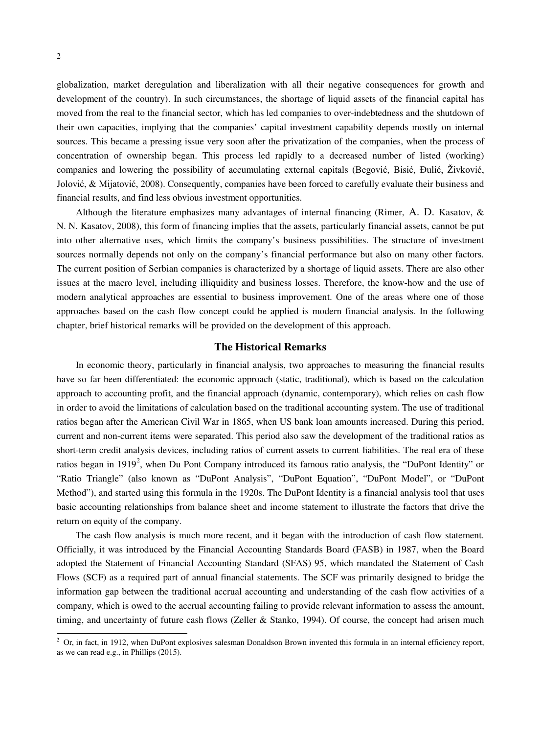globalization, market deregulation and liberalization with all their negative consequences for growth and development of the country). In such circumstances, the shortage of liquid assets of the financial capital has moved from the real to the financial sector, which has led companies to over-indebtedness and the shutdown of their own capacities, implying that the companies' capital investment capability depends mostly on internal sources. This became a pressing issue very soon after the privatization of the companies, when the process of concentration of ownership began. This process led rapidly to a decreased number of listed (working) companies and lowering the possibility of accumulating external capitals (Begović, Bisić, Đulić, Živković, Jolović, & Mijatović, 2008). Consequently, companies have been forced to carefully evaluate their business and financial results, and find less obvious investment opportunities.

Although the literature emphasizes many advantages of internal financing (Rimer, A. D. Kasatov, & N. N. Kasatov, 2008), this form of financing implies that the assets, particularly financial assets, cannot be put into other alternative uses, which limits the company's business possibilities. The structure of investment sources normally depends not only on the company's financial performance but also on many other factors. The current position of Serbian companies is characterized by a shortage of liquid assets. There are also other issues at the macro level, including illiquidity and business losses. Therefore, the know-how and the use of modern analytical approaches are essential to business improvement. One of the areas where one of those approaches based on the cash flow concept could be applied is modern financial analysis. In the following chapter, brief historical remarks will be provided on the development of this approach.

## The Historical Remarks

In economic theory, particularly in financial analysis, two approaches to measuring the financial results have so far been differentiated: the economic approach (static, traditional), which is based on the calculation approach to accounting profit, and the financial approach (dynamic, contemporary), which relies on cash flow in order to avoid the limitations of calculation based on the traditional accounting system. The use of traditional ratios began after the American Civil War in 1865, when US bank loan amounts increased. During this period, current and non-current items were separated. This period also saw the development of the traditional ratios as short-term credit analysis devices, including ratios of current assets to current liabilities. The real era of these ratios began in 1919[2], when Du Pont Company introduced its famous ratio analysis, the "DuPont Identity" or "Ratio Triangle" (also known as "DuPont Analysis", "DuPont Equation", "DuPont Model", or "DuPont Method"), and started using this formula in the 1920s. The DuPont Identity is a financial analysis tool that uses basic accounting relationships from balance sheet and income statement to illustrate the factors that drive the return on equity of the company.

The cash flow analysis is much more recent, and it began with the introduction of cash flow statement. Officially, it was introduced by the Financial Accounting Standards Board (FASB) in 1987, when the Board adopted the Statement of Financial Accounting Standard (SFAS) 95, which mandated the Statement of Cash Flows (SCF) as a required part of annual financial statements. The SCF was primarily designed to bridge the information gap between the traditional accrual accounting and understanding of the cash flow activities of a company, which is owed to the accrual accounting failing to provide relevant information to assess the amount, timing, and uncertainty of future cash flows (Zeller & Stanko, 1994). Of course, the concept had arisen much

[2] Or, in fact, in 1912, when DuPont explosives salesman Donaldson Brown invented this formula in an internal efficiency report, as we can read e.g., in Phillips (2015).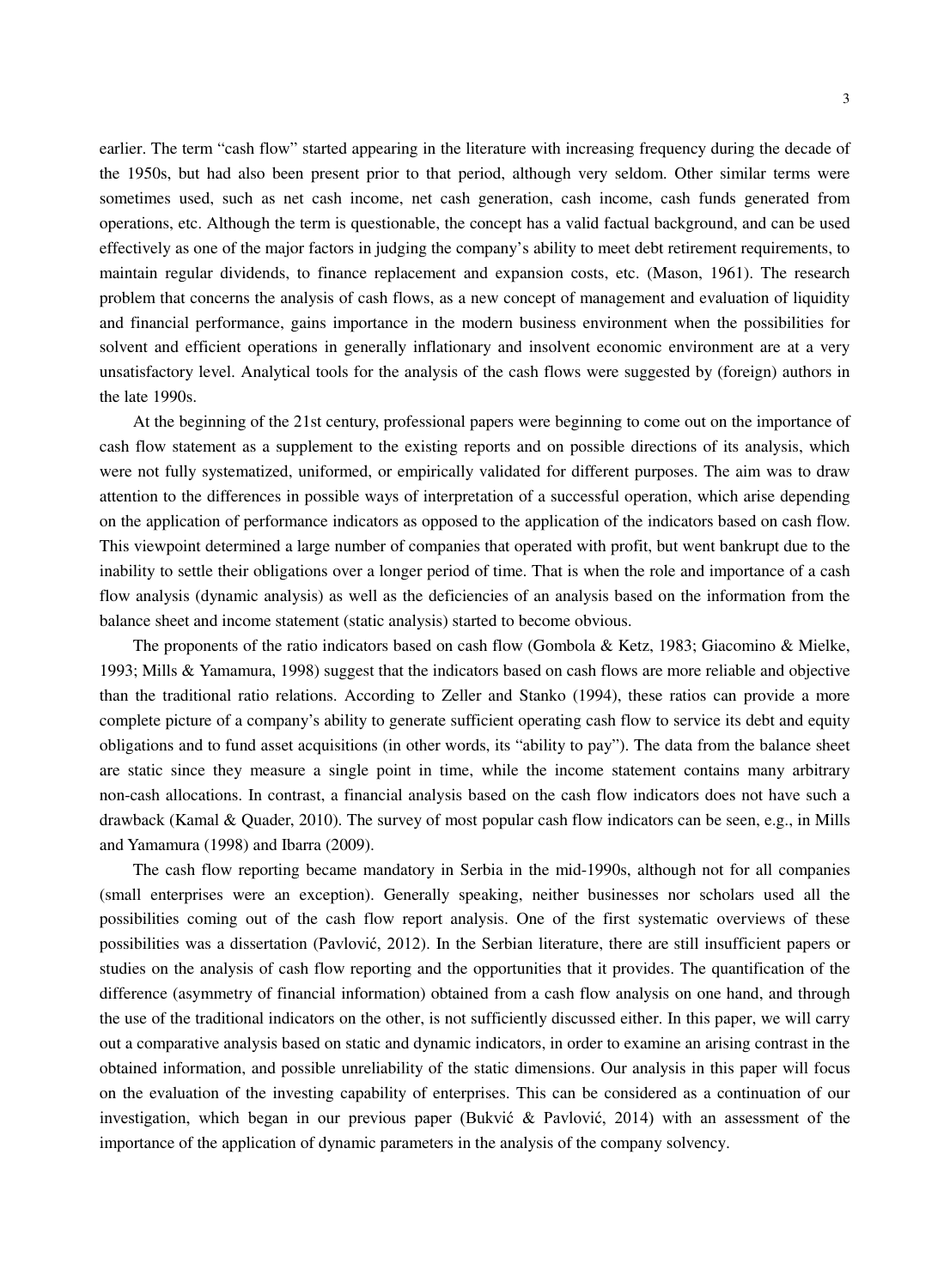earlier. The term "cash flow" started appearing in the literature with increasing frequency during the decade of the 1950s, but had also been present prior to that period, although very seldom. Other similar terms were sometimes used, such as net cash income, net cash generation, cash income, cash funds generated from operations, etc. Although the term is questionable, the concept has a valid factual background, and can be used effectively as one of the major factors in judging the company's ability to meet debt retirement requirements, to maintain regular dividends, to finance replacement and expansion costs, etc. (Mason, 1961). The research problem that concerns the analysis of cash flows, as a new concept of management and evaluation of liquidity and financial performance, gains importance in the modern business environment when the possibilities for solvent and efficient operations in generally inflationary and insolvent economic environment are at a very unsatisfactory level. Analytical tools for the analysis of the cash flows were suggested by (foreign) authors in the late 1990s.

At the beginning of the 21st century, professional papers were beginning to come out on the importance of cash flow statement as a supplement to the existing reports and on possible directions of its analysis, which were not fully systematized, uniformed, or empirically validated for different purposes. The aim was to draw attention to the differences in possible ways of interpretation of a successful operation, which arise depending on the application of performance indicators as opposed to the application of the indicators based on cash flow. This viewpoint determined a large number of companies that operated with profit, but went bankrupt due to the inability to settle their obligations over a longer period of time. That is when the role and importance of a cash flow analysis (dynamic analysis) as well as the deficiencies of an analysis based on the information from the balance sheet and income statement (static analysis) started to become obvious.

The proponents of the ratio indicators based on cash flow (Gombola & Ketz, 1983; Giacomino & Mielke, 1993; Mills & Yamamura, 1998) suggest that the indicators based on cash flows are more reliable and objective than the traditional ratio relations. According to Zeller and Stanko (1994), these ratios can provide a more complete picture of a company's ability to generate sufficient operating cash flow to service its debt and equity obligations and to fund asset acquisitions (in other words, its "ability to pay"). The data from the balance sheet are static since they measure a single point in time, while the income statement contains many arbitrary non-cash allocations. In contrast, a financial analysis based on the cash flow indicators does not have such a drawback (Kamal & Quader, 2010). The survey of most popular cash flow indicators can be seen, e.g., in Mills and Yamamura (1998) and Ibarra (2009).

The cash flow reporting became mandatory in Serbia in the mid-1990s, although not for all companies (small enterprises were an exception). Generally speaking, neither businesses nor scholars used all the possibilities coming out of the cash flow report analysis. One of the first systematic overviews of these possibilities was a dissertation (Pavlović, 2012). In the Serbian literature, there are still insufficient papers or studies on the analysis of cash flow reporting and the opportunities that it provides. The quantification of the difference (asymmetry of financial information) obtained from a cash flow analysis on one hand, and through the use of the traditional indicators on the other, is not sufficiently discussed either. In this paper, we will carry out a comparative analysis based on static and dynamic indicators, in order to examine an arising contrast in the obtained information, and possible unreliability of the static dimensions. Our analysis in this paper will focus on the evaluation of the investing capability of enterprises. This can be considered as a continuation of our investigation, which began in our previous paper (Bukvić & Pavlović, 2014) with an assessment of the importance of the application of dynamic parameters in the analysis of the company solvency.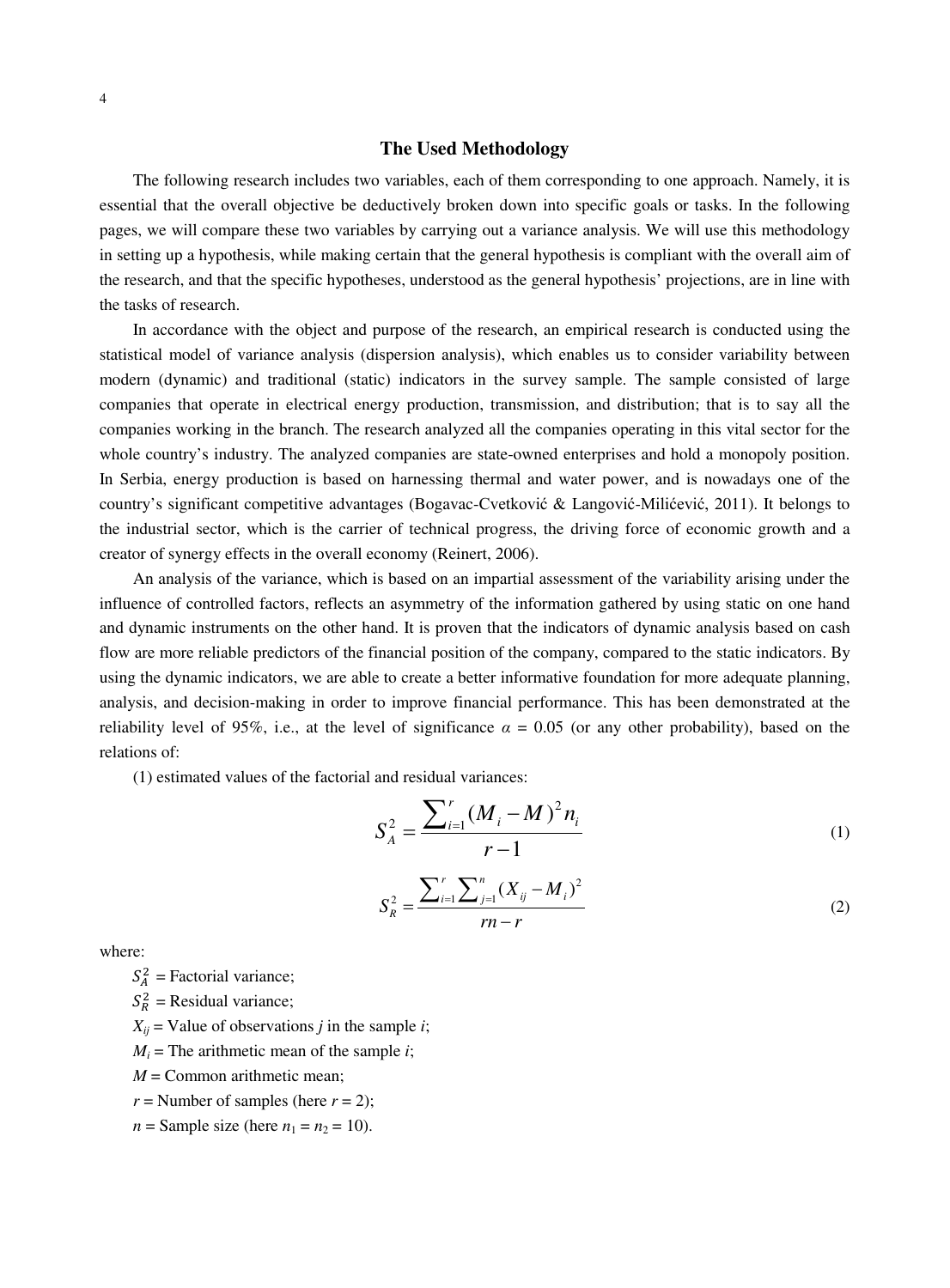## The Used Methodology

The following research includes two variables, each of them corresponding to one approach. Namely, it is essential that the overall objective be deductively broken down into specific goals or tasks. In the following pages, we will compare these two variables by carrying out a variance analysis. We will use this methodology in setting up a hypothesis, while making certain that the general hypothesis is compliant with the overall aim of the research, and that the specific hypotheses, understood as the general hypothesis' projections, are in line with the tasks of research.

In accordance with the object and purpose of the research, an empirical research is conducted using the statistical model of variance analysis (dispersion analysis), which enables us to consider variability between modern (dynamic) and traditional (static) indicators in the survey sample. The sample consisted of large companies that operate in electrical energy production, transmission, and distribution; that is to say all the companies working in the branch. The research analyzed all the companies operating in this vital sector for the whole country's industry. The analyzed companies are state-owned enterprises and hold a monopoly position. In Serbia, energy production is based on harnessing thermal and water power, and is nowadays one of the country's significant competitive advantages (Bogavac-Cvetković & Langović-Milićević, 2011). It belongs to the industrial sector, which is the carrier of technical progress, the driving force of economic growth and a creator of synergy effects in the overall economy (Reinert, 2006).

An analysis of the variance, which is based on an impartial assessment of the variability arising under the influence of controlled factors, reflects an asymmetry of the information gathered by using static on one hand and dynamic instruments on the other hand. It is proven that the indicators of dynamic analysis based on cash flow are more reliable predictors of the financial position of the company, compared to the static indicators. By using the dynamic indicators, we are able to create a better informative foundation for more adequate planning, analysis, and decision-making in order to improve financial performance. This has been demonstrated at the reliability level of 95%, i.e., at the level of significance $\alpha = 0.05$ (or any other probability), based on the relations of:

(1) estimated values of the factorial and residual variances:

$$S_A^2 = \frac{\sum_{i=1}^{r}(M_i - M)^2 n_i}{r-1} \quad (1)$$

$$S_R^2 = \frac{\sum_{i=1}^{r}\sum_{j=1}^{n}(X_{ij} - M_i)^2}{rn-r} \quad (2)$$

where:

$S_A^2$ = Factorial variance;

$S_R^2$ = Residual variance;

$X_{ij}$ = Value of observations *j* in the sample *i*;

$M_i$ = The arithmetic mean of the sample *i*;

$M$ = Common arithmetic mean;

$r$ = Number of samples (here $r = 2$);

$n$ = Sample size (here $n_1 = n_2 = 10$).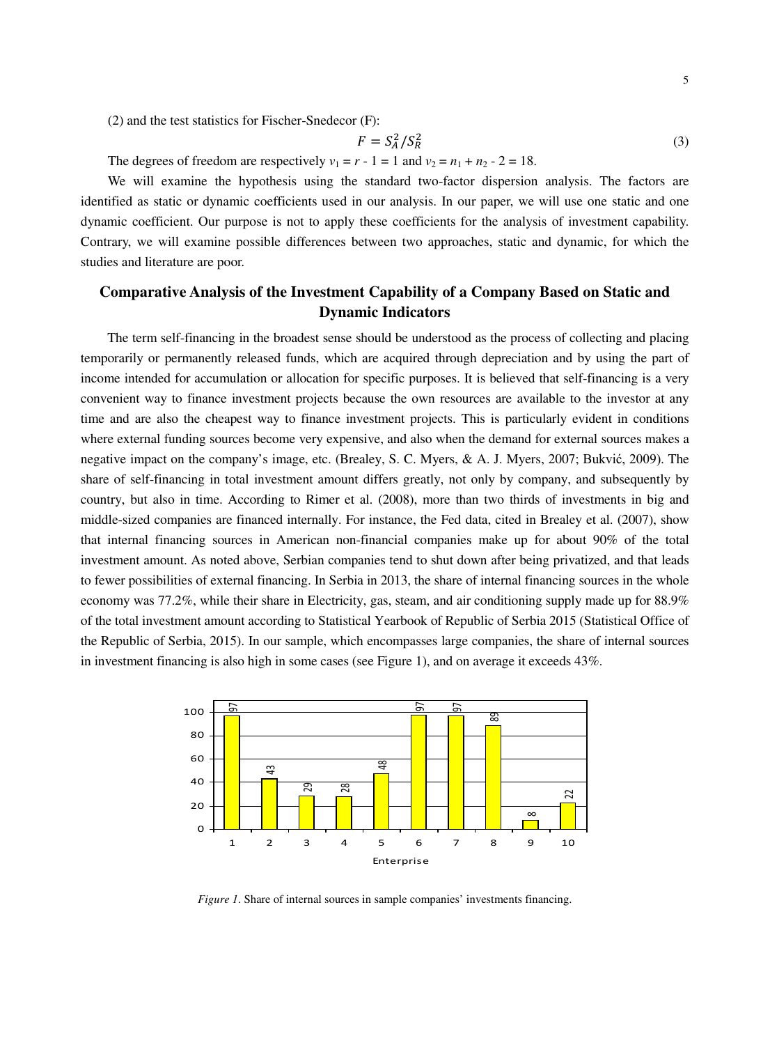(2) and the test statistics for Fischer-Snedecor (F):

$$F = S_A^2 / S_R^2 \tag{3}$$

The degrees of freedom are respectively $v_1 = r - 1 = 1$ and $v_2 = n_1 + n_2 - 2 = 18$.

We will examine the hypothesis using the standard two-factor dispersion analysis. The factors are identified as static or dynamic coefficients used in our analysis. In our paper, we will use one static and one dynamic coefficient. Our purpose is not to apply these coefficients for the analysis of investment capability. Contrary, we will examine possible differences between two approaches, static and dynamic, for which the studies and literature are poor.

## Comparative Analysis of the Investment Capability of a Company Based on Static and Dynamic Indicators

The term self-financing in the broadest sense should be understood as the process of collecting and placing temporarily or permanently released funds, which are acquired through depreciation and by using the part of income intended for accumulation or allocation for specific purposes. It is believed that self-financing is a very convenient way to finance investment projects because the own resources are available to the investor at any time and are also the cheapest way to finance investment projects. This is particularly evident in conditions where external funding sources become very expensive, and also when the demand for external sources makes a negative impact on the company's image, etc. (Brealey, S. C. Myers, & A. J. Myers, 2007; Bukvić, 2009). The share of self-financing in total investment amount differs greatly, not only by company, and subsequently by country, but also in time. According to Rimer et al. (2008), more than two thirds of investments in big and middle-sized companies are financed internally. For instance, the Fed data, cited in Brealey et al. (2007), show that internal financing sources in American non-financial companies make up for about 90% of the total investment amount. As noted above, Serbian companies tend to shut down after being privatized, and that leads to fewer possibilities of external financing. In Serbia in 2013, the share of internal financing sources in the whole economy was 77.2%, while their share in Electricity, gas, steam, and air conditioning supply made up for 88.9% of the total investment amount according to Statistical Yearbook of Republic of Serbia 2015 (Statistical Office of the Republic of Serbia, 2015). In our sample, which encompasses large companies, the share of internal sources in investment financing is also high in some cases (see Figure 1), and on average it exceeds 43%.

| Enterprise | 1 | 2 | 3 | 4 | 5 | 6 | 7 | 8 | 9 | 10 |
|---|---|---|---|---|---|---|---|---|---|---|
| Share (%) | 97 | 43 | 29 | 28 | 48 | 97 | 97 | 89 | 8 | 22 |

*Figure 1*. Share of internal sources in sample companies' investments financing.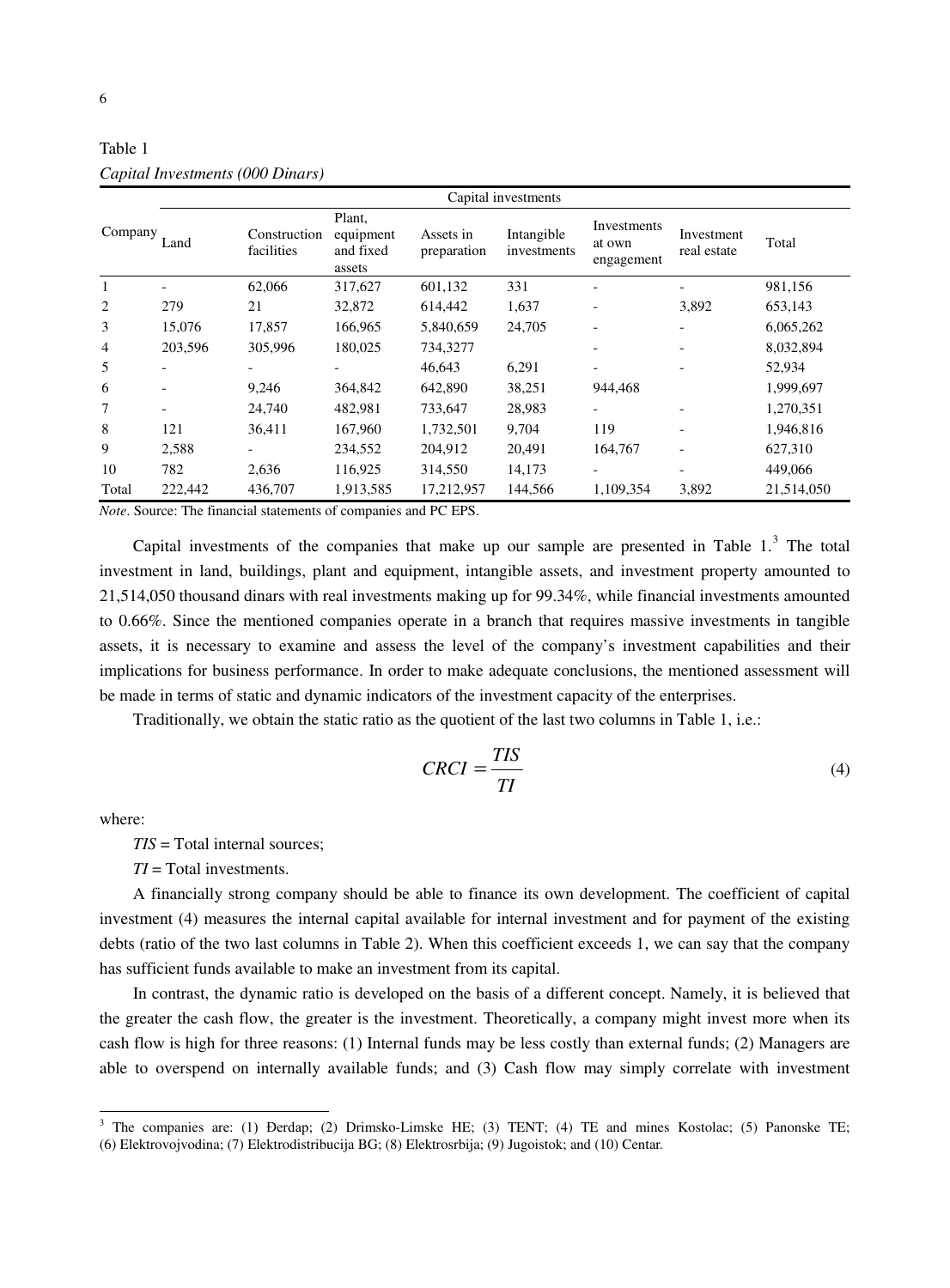Table 1
*Capital Investments (000 Dinars)*

| Company | Capital investments | | | | | | | |
|---|---|---|---|---|---|---|---|---|
| | Land | Construction facilities | Plant, equipment and fixed assets | Assets in preparation | Intangible investments | Investments at own engagement | Investment real estate | Total |
| 1 | - | 62,066 | 317,627 | 601,132 | 331 | - | - | 981,156 |
| 2 | 279 | 21 | 32,872 | 614,442 | 1,637 | - | 3,892 | 653,143 |
| 3 | 15,076 | 17,857 | 166,965 | 5,840,659 | 24,705 | - | - | 6,065,262 |
| 4 | 203,596 | 305,996 | 180,025 | 734,3277 | | - | - | 8,032,894 |
| 5 | - | - | - | 46,643 | 6,291 | - | - | 52,934 |
| 6 | - | 9,246 | 364,842 | 642,890 | 38,251 | 944,468 | | 1,999,697 |
| 7 | - | 24,740 | 482,981 | 733,647 | 28,983 | - | - | 1,270,351 |
| 8 | 121 | 36,411 | 167,960 | 1,732,501 | 9,704 | 119 | - | 1,946,816 |
| 9 | 2,588 | - | 234,552 | 204,912 | 20,491 | 164,767 | - | 627,310 |
| 10 | 782 | 2,636 | 116,925 | 314,550 | 14,173 | - | - | 449,066 |
| Total | 222,442 | 436,707 | 1,913,585 | 17,212,957 | 144,566 | 1,109,354 | 3,892 | 21,514,050 |

*Note*. Source: The financial statements of companies and PC EPS.

Capital investments of the companies that make up our sample are presented in Table 1.[3] The total investment in land, buildings, plant and equipment, intangible assets, and investment property amounted to 21,514,050 thousand dinars with real investments making up for 99.34%, while financial investments amounted to 0.66%. Since the mentioned companies operate in a branch that requires massive investments in tangible assets, it is necessary to examine and assess the level of the company's investment capabilities and their implications for business performance. In order to make adequate conclusions, the mentioned assessment will be made in terms of static and dynamic indicators of the investment capacity of the enterprises.

Traditionally, we obtain the static ratio as the quotient of the last two columns in Table 1, i.e.:

$$CRCI = \frac{TIS}{TI} \tag{4}$$

where:

$TIS$ = Total internal sources;

$TI$ = Total investments.

A financially strong company should be able to finance its own development. The coefficient of capital investment (4) measures the internal capital available for internal investment and for payment of the existing debts (ratio of the two last columns in Table 2). When this coefficient exceeds 1, we can say that the company has sufficient funds available to make an investment from its capital.

In contrast, the dynamic ratio is developed on the basis of a different concept. Namely, it is believed that the greater the cash flow, the greater is the investment. Theoretically, a company might invest more when its cash flow is high for three reasons: (1) Internal funds may be less costly than external funds; (2) Managers are able to overspend on internally available funds; and (3) Cash flow may simply correlate with investment

[3] The companies are: (1) Đerdap; (2) Drimsko-Limske HE; (3) TENT; (4) TE and mines Kostolac; (5) Panonske TE; (6) Elektrovojvodina; (7) Elektrodistribucija BG; (8) Elektrosrbija; (9) Jugoistok; and (10) Centar.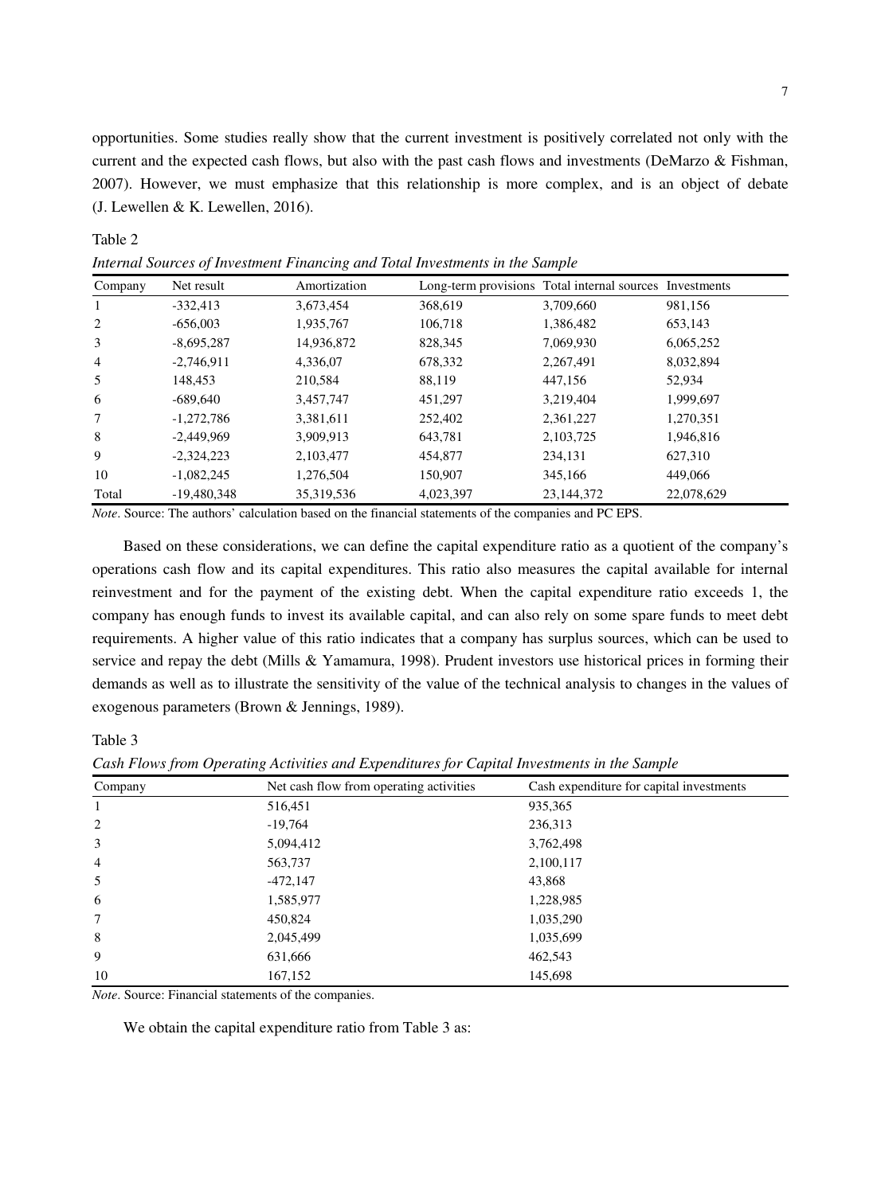opportunities. Some studies really show that the current investment is positively correlated not only with the current and the expected cash flows, but also with the past cash flows and investments (DeMarzo & Fishman, 2007). However, we must emphasize that this relationship is more complex, and is an object of debate (J. Lewellen & K. Lewellen, 2016).

Table 2

*Internal Sources of Investment Financing and Total Investments in the Sample*

| Company | Net result | Amortization | Long-term provisions | Total internal sources | Investments |
|---|---|---|---|---|---|
| 1 | -332,413 | 3,673,454 | 368,619 | 3,709,660 | 981,156 |
| 2 | -656,003 | 1,935,767 | 106,718 | 1,386,482 | 653,143 |
| 3 | -8,695,287 | 14,936,872 | 828,345 | 7,069,930 | 6,065,252 |
| 4 | -2,746,911 | 4,336,07 | 678,332 | 2,267,491 | 8,032,894 |
| 5 | 148,453 | 210,584 | 88,119 | 447,156 | 52,934 |
| 6 | -689,640 | 3,457,747 | 451,297 | 3,219,404 | 1,999,697 |
| 7 | -1,272,786 | 3,381,611 | 252,402 | 2,361,227 | 1,270,351 |
| 8 | -2,449,969 | 3,909,913 | 643,781 | 2,103,725 | 1,946,816 |
| 9 | -2,324,223 | 2,103,477 | 454,877 | 234,131 | 627,310 |
| 10 | -1,082,245 | 1,276,504 | 150,907 | 345,166 | 449,066 |
| Total | -19,480,348 | 35,319,536 | 4,023,397 | 23,144,372 | 22,078,629 |

*Note*. Source: The authors' calculation based on the financial statements of the companies and PC EPS.

Based on these considerations, we can define the capital expenditure ratio as a quotient of the company's operations cash flow and its capital expenditures. This ratio also measures the capital available for internal reinvestment and for the payment of the existing debt. When the capital expenditure ratio exceeds 1, the company has enough funds to invest its available capital, and can also rely on some spare funds to meet debt requirements. A higher value of this ratio indicates that a company has surplus sources, which can be used to service and repay the debt (Mills & Yamamura, 1998). Prudent investors use historical prices in forming their demands as well as to illustrate the sensitivity of the value of the technical analysis to changes in the values of exogenous parameters (Brown & Jennings, 1989).

Table 3

*Cash Flows from Operating Activities and Expenditures for Capital Investments in the Sample*

| Company | Net cash flow from operating activities | Cash expenditure for capital investments |
|---|---|---|
| 1 | 516,451 | 935,365 |
| 2 | -19,764 | 236,313 |
| 3 | 5,094,412 | 3,762,498 |
| 4 | 563,737 | 2,100,117 |
| 5 | -472,147 | 43,868 |
| 6 | 1,585,977 | 1,228,985 |
| 7 | 450,824 | 1,035,290 |
| 8 | 2,045,499 | 1,035,699 |
| 9 | 631,666 | 462,543 |
| 10 | 167,152 | 145,698 |

*Note*. Source: Financial statements of the companies.

We obtain the capital expenditure ratio from Table 3 as: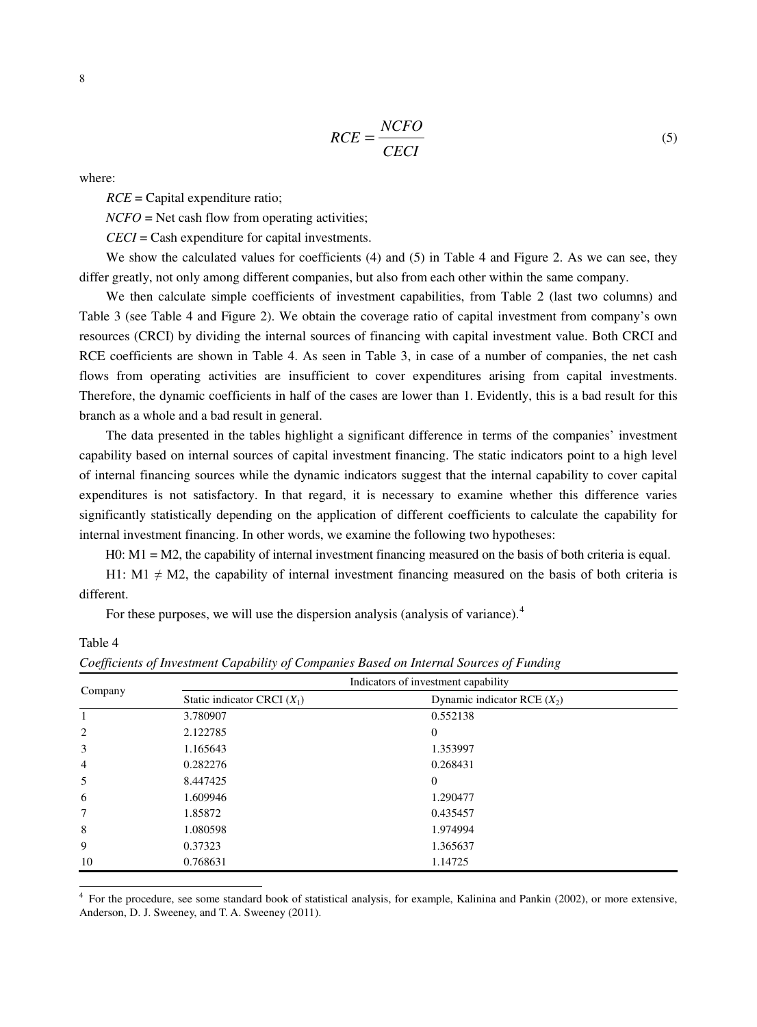$$RCE = \frac{NCFO}{CECI} \tag{5}$$

where:

$RCE$ = Capital expenditure ratio;

$NCFO$ = Net cash flow from operating activities;

$CECI$ = Cash expenditure for capital investments.

We show the calculated values for coefficients (4) and (5) in Table 4 and Figure 2. As we can see, they differ greatly, not only among different companies, but also from each other within the same company.

We then calculate simple coefficients of investment capabilities, from Table 2 (last two columns) and Table 3 (see Table 4 and Figure 2). We obtain the coverage ratio of capital investment from company's own resources (CRCI) by dividing the internal sources of financing with capital investment value. Both CRCI and RCE coefficients are shown in Table 4. As seen in Table 3, in case of a number of companies, the net cash flows from operating activities are insufficient to cover expenditures arising from capital investments. Therefore, the dynamic coefficients in half of the cases are lower than 1. Evidently, this is a bad result for this branch as a whole and a bad result in general.

The data presented in the tables highlight a significant difference in terms of the companies' investment capability based on internal sources of capital investment financing. The static indicators point to a high level of internal financing sources while the dynamic indicators suggest that the internal capability to cover capital expenditures is not satisfactory. In that regard, it is necessary to examine whether this difference varies significantly statistically depending on the application of different coefficients to calculate the capability for internal investment financing. In other words, we examine the following two hypotheses:

H0: M1 = M2, the capability of internal investment financing measured on the basis of both criteria is equal.

H1: M1 $\neq$ M2, the capability of internal investment financing measured on the basis of both criteria is different.

For these purposes, we will use the dispersion analysis (analysis of variance).[4]

Table 4

*Coefficients of Investment Capability of Companies Based on Internal Sources of Funding*

| Company | Indicators of investment capability | |
|---|---|---|
| | Static indicator CRCI ($X_1$) | Dynamic indicator RCE ($X_2$) |
| 1 | 3.780907 | 0.552138 |
| 2 | 2.122785 | 0 |
| 3 | 1.165643 | 1.353997 |
| 4 | 0.282276 | 0.268431 |
| 5 | 8.447425 | 0 |
| 6 | 1.609946 | 1.290477 |
| 7 | 1.85872 | 0.435457 |
| 8 | 1.080598 | 1.974994 |
| 9 | 0.37323 | 1.365637 |
| 10 | 0.768631 | 1.14725 |

[4] For the procedure, see some standard book of statistical analysis, for example, Kalinina and Pankin (2002), or more extensive, Anderson, D. J. Sweeney, and T. A. Sweeney (2011).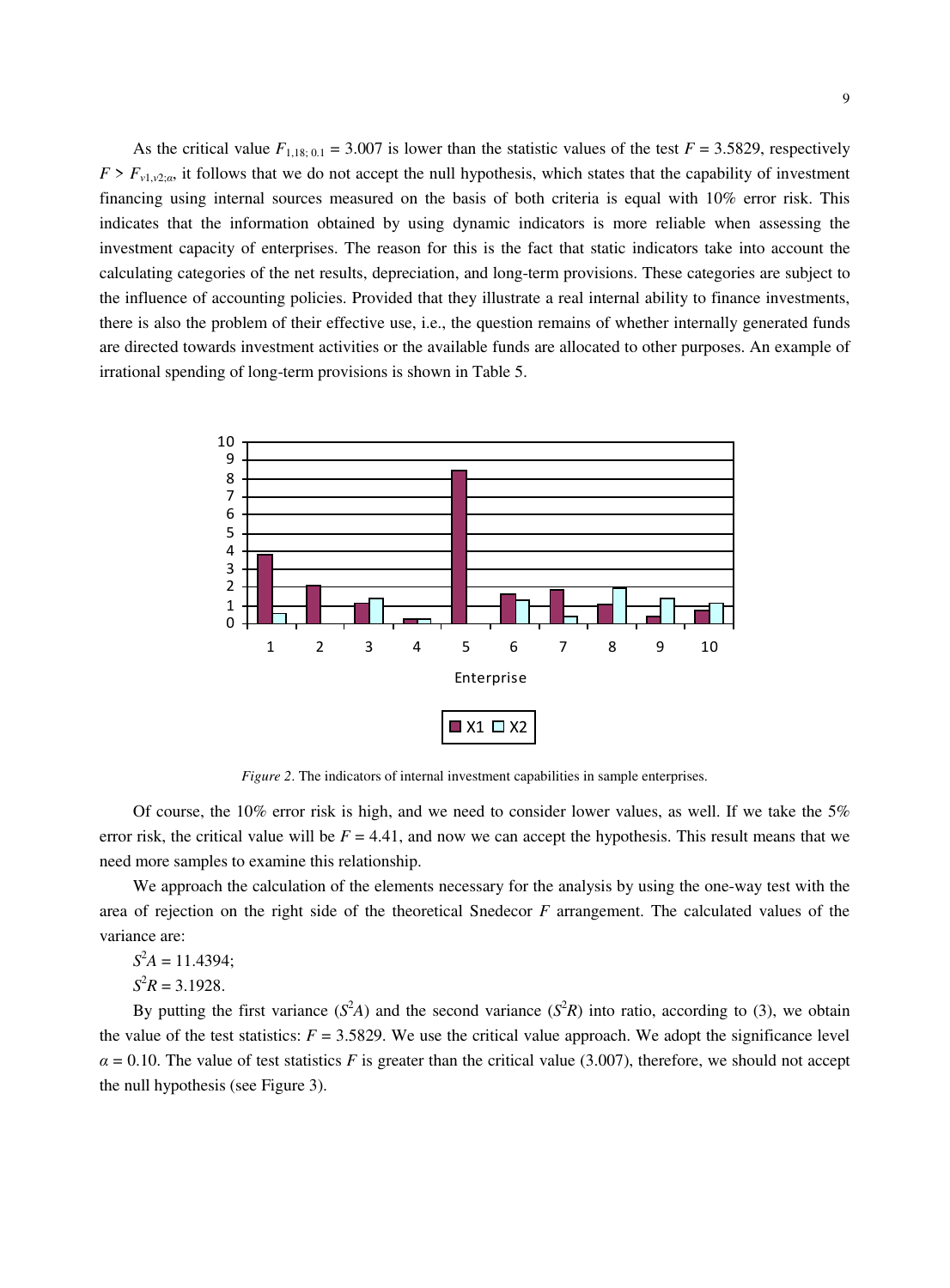As the critical value $F_{1,18;\,0.1} = 3.007$ is lower than the statistic values of the test $F = 3.5829$, respectively $F > F_{v1,v2;\alpha}$, it follows that we do not accept the null hypothesis, which states that the capability of investment financing using internal sources measured on the basis of both criteria is equal with 10% error risk. This indicates that the information obtained by using dynamic indicators is more reliable when assessing the investment capacity of enterprises. The reason for this is the fact that static indicators take into account the calculating categories of the net results, depreciation, and long-term provisions. These categories are subject to the influence of accounting policies. Provided that they illustrate a real internal ability to finance investments, there is also the problem of their effective use, i.e., the question remains of whether internally generated funds are directed towards investment activities or the available funds are allocated to other purposes. An example of irrational spending of long-term provisions is shown in Table 5.

*Figure 2*. The indicators of internal investment capabilities in sample enterprises.

Of course, the 10% error risk is high, and we need to consider lower values, as well. If we take the 5% error risk, the critical value will be $F = 4.41$, and now we can accept the hypothesis. This result means that we need more samples to examine this relationship.

We approach the calculation of the elements necessary for the analysis by using the one-way test with the area of rejection on the right side of the theoretical Snedecor $F$ arrangement. The calculated values of the variance are:

$S^2A = 11.4394$;

$S^2R = 3.1928$.

By putting the first variance ($S^2A$) and the second variance ($S^2R$) into ratio, according to (3), we obtain the value of the test statistics: $F = 3.5829$. We use the critical value approach. We adopt the significance level $\alpha = 0.10$. The value of test statistics $F$ is greater than the critical value (3.007), therefore, we should not accept the null hypothesis (see Figure 3).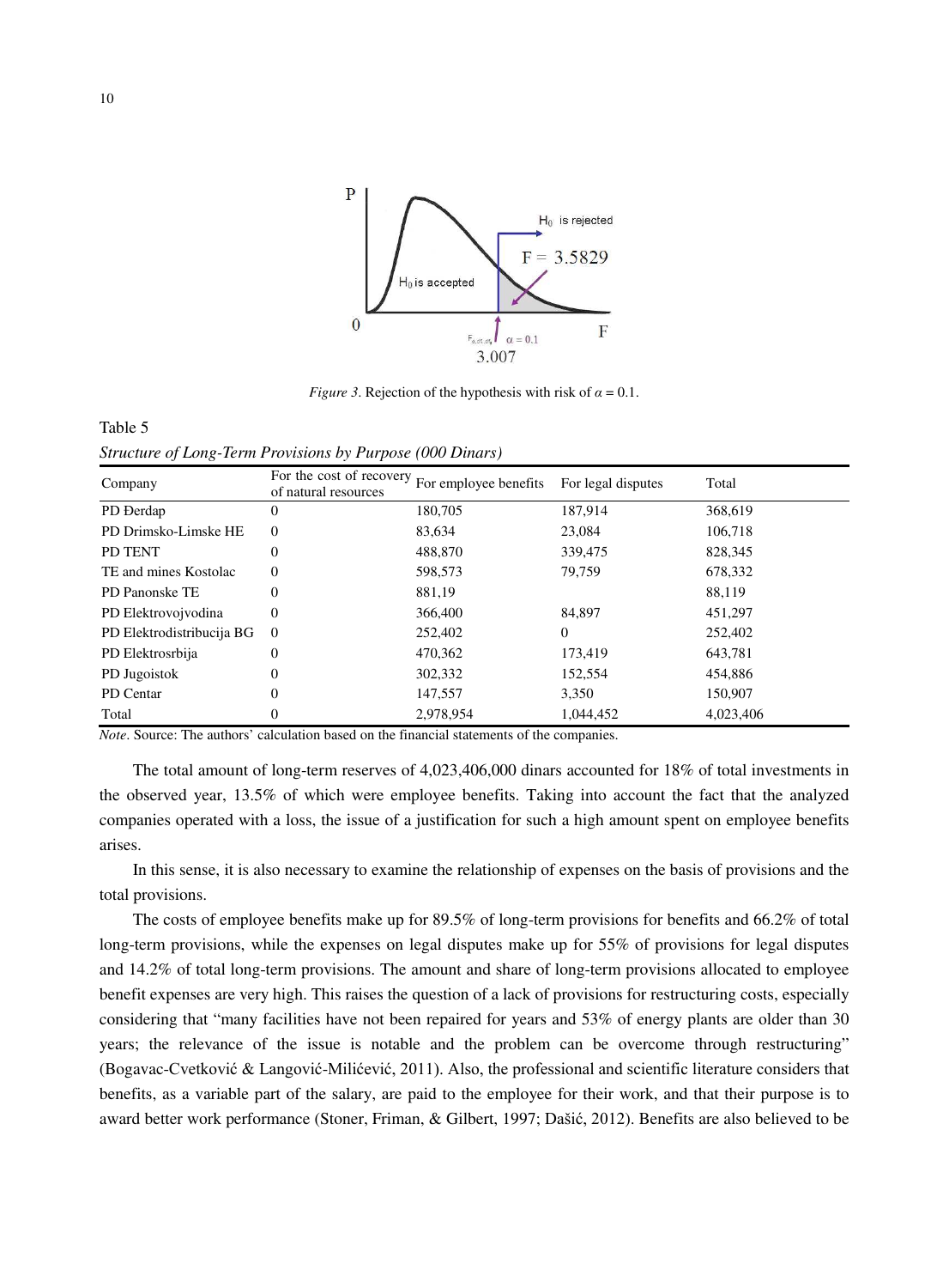*Figure 3*. Rejection of the hypothesis with risk of $\alpha = 0.1$.

Table 5

*Structure of Long-Term Provisions by Purpose (000 Dinars)*

| Company | For the cost of recovery of natural resources | For employee benefits | For legal disputes | Total |
|---|---|---|---|---|
| PD Đerdap | 0 | 180,705 | 187,914 | 368,619 |
| PD Drimsko-Limske HE | 0 | 83,634 | 23,084 | 106,718 |
| PD TENT | 0 | 488,870 | 339,475 | 828,345 |
| TE and mines Kostolac | 0 | 598,573 | 79,759 | 678,332 |
| PD Panonske TE | 0 | 881,19 | | 88,119 |
| PD Elektrovojvodina | 0 | 366,400 | 84,897 | 451,297 |
| PD Elektrodistribucija BG | 0 | 252,402 | 0 | 252,402 |
| PD Elektrosrbija | 0 | 470,362 | 173,419 | 643,781 |
| PD Jugoistok | 0 | 302,332 | 152,554 | 454,886 |
| PD Centar | 0 | 147,557 | 3,350 | 150,907 |
| Total | 0 | 2,978,954 | 1,044,452 | 4,023,406 |

*Note*. Source: The authors' calculation based on the financial statements of the companies.

The total amount of long-term reserves of 4,023,406,000 dinars accounted for 18% of total investments in the observed year, 13.5% of which were employee benefits. Taking into account the fact that the analyzed companies operated with a loss, the issue of a justification for such a high amount spent on employee benefits arises.

In this sense, it is also necessary to examine the relationship of expenses on the basis of provisions and the total provisions.

The costs of employee benefits make up for 89.5% of long-term provisions for benefits and 66.2% of total long-term provisions, while the expenses on legal disputes make up for 55% of provisions for legal disputes and 14.2% of total long-term provisions. The amount and share of long-term provisions allocated to employee benefit expenses are very high. This raises the question of a lack of provisions for restructuring costs, especially considering that "many facilities have not been repaired for years and 53% of energy plants are older than 30 years; the relevance of the issue is notable and the problem can be overcome through restructuring" (Bogavac-Cvetković & Langović-Milićević, 2011). Also, the professional and scientific literature considers that benefits, as a variable part of the salary, are paid to the employee for their work, and that their purpose is to award better work performance (Stoner, Friman, & Gilbert, 1997; Dašić, 2012). Benefits are also believed to be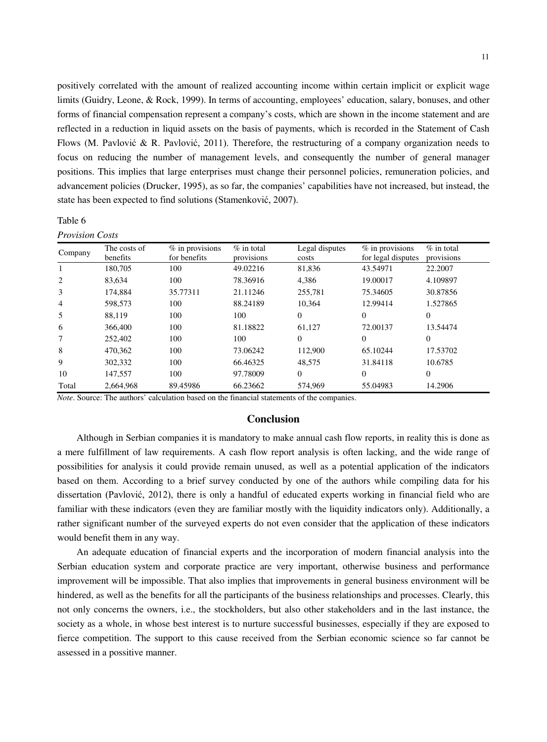positively correlated with the amount of realized accounting income within certain implicit or explicit wage limits (Guidry, Leone, & Rock, 1999). In terms of accounting, employees' education, salary, bonuses, and other forms of financial compensation represent a company's costs, which are shown in the income statement and are reflected in a reduction in liquid assets on the basis of payments, which is recorded in the Statement of Cash Flows (M. Pavlović & R. Pavlović, 2011). Therefore, the restructuring of a company organization needs to focus on reducing the number of management levels, and consequently the number of general manager positions. This implies that large enterprises must change their personnel policies, remuneration policies, and advancement policies (Drucker, 1995), as so far, the companies' capabilities have not increased, but instead, the state has been expected to find solutions (Stamenković, 2007).

Table 6

*Provision Costs*

| Company | The costs of benefits | % in provisions for benefits | % in total provisions | Legal disputes costs | % in provisions for legal disputes | % in total provisions |
|---|---|---|---|---|---|---|
| 1 | 180,705 | 100 | 49.02216 | 81,836 | 43.54971 | 22.2007 |
| 2 | 83,634 | 100 | 78.36916 | 4,386 | 19.00017 | 4.109897 |
| 3 | 174,884 | 35.77311 | 21.11246 | 255,781 | 75.34605 | 30.87856 |
| 4 | 598,573 | 100 | 88.24189 | 10,364 | 12.99414 | 1.527865 |
| 5 | 88,119 | 100 | 100 | 0 | 0 | 0 |
| 6 | 366,400 | 100 | 81.18822 | 61,127 | 72.00137 | 13.54474 |
| 7 | 252,402 | 100 | 100 | 0 | 0 | 0 |
| 8 | 470,362 | 100 | 73.06242 | 112,900 | 65.10244 | 17.53702 |
| 9 | 302,332 | 100 | 66.46325 | 48,575 | 31.84118 | 10.6785 |
| 10 | 147,557 | 100 | 97.78009 | 0 | 0 | 0 |
| Total | 2,664,968 | 89.45986 | 66.23662 | 574,969 | 55.04983 | 14.2906 |

*Note*. Source: The authors' calculation based on the financial statements of the companies.

## Conclusion

Although in Serbian companies it is mandatory to make annual cash flow reports, in reality this is done as a mere fulfillment of law requirements. A cash flow report analysis is often lacking, and the wide range of possibilities for analysis it could provide remain unused, as well as a potential application of the indicators based on them. According to a brief survey conducted by one of the authors while compiling data for his dissertation (Pavlović, 2012), there is only a handful of educated experts working in financial field who are familiar with these indicators (even they are familiar mostly with the liquidity indicators only). Additionally, a rather significant number of the surveyed experts do not even consider that the application of these indicators would benefit them in any way.

An adequate education of financial experts and the incorporation of modern financial analysis into the Serbian education system and corporate practice are very important, otherwise business and performance improvement will be impossible. That also implies that improvements in general business environment will be hindered, as well as the benefits for all the participants of the business relationships and processes. Clearly, this not only concerns the owners, i.e., the stockholders, but also other stakeholders and in the last instance, the society as a whole, in whose best interest is to nurture successful businesses, especially if they are exposed to fierce competition. The support to this cause received from the Serbian economic science so far cannot be assessed in a possitive manner.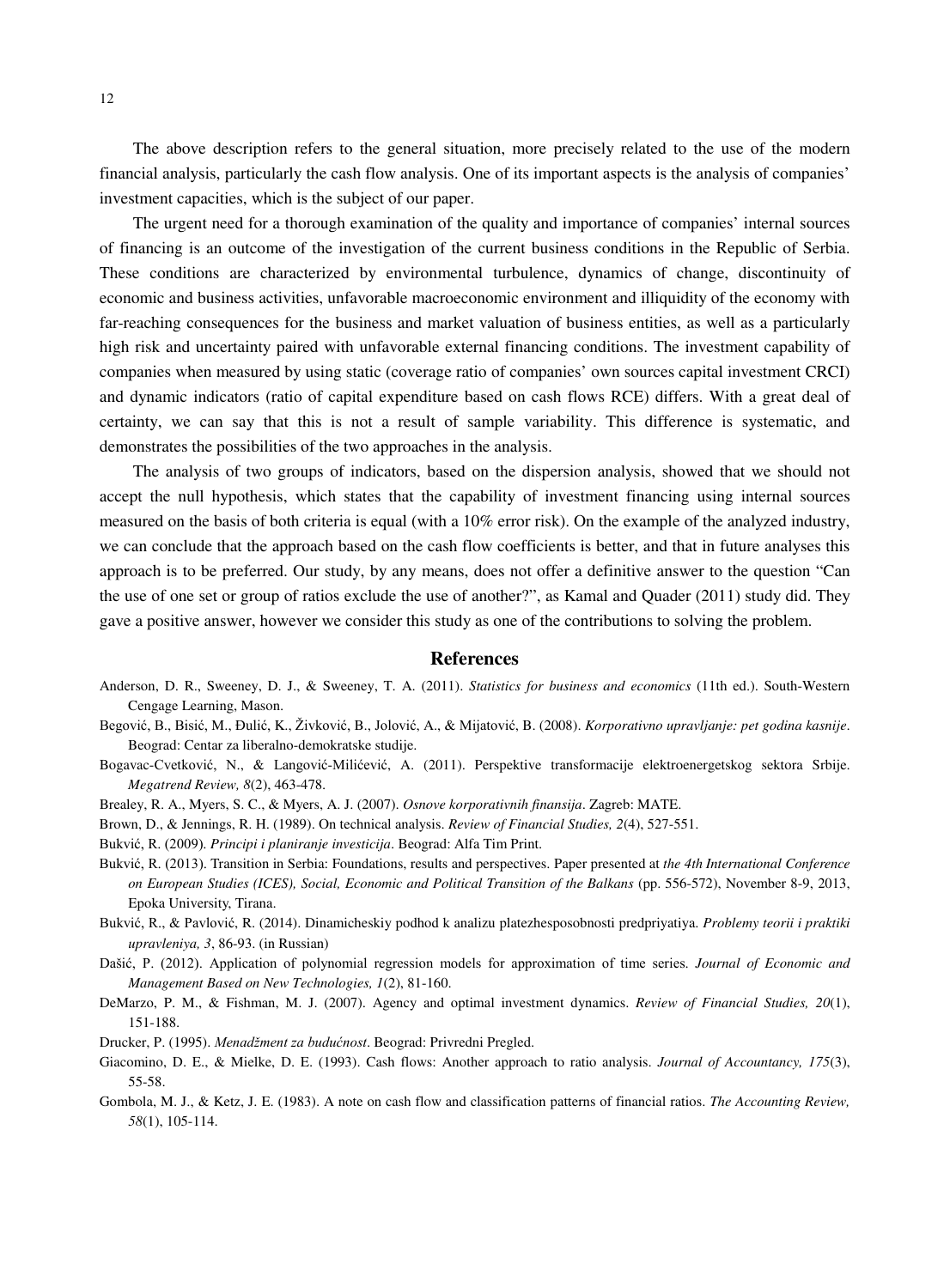The above description refers to the general situation, more precisely related to the use of the modern financial analysis, particularly the cash flow analysis. One of its important aspects is the analysis of companies' investment capacities, which is the subject of our paper.

The urgent need for a thorough examination of the quality and importance of companies' internal sources of financing is an outcome of the investigation of the current business conditions in the Republic of Serbia. These conditions are characterized by environmental turbulence, dynamics of change, discontinuity of economic and business activities, unfavorable macroeconomic environment and illiquidity of the economy with far-reaching consequences for the business and market valuation of business entities, as well as a particularly high risk and uncertainty paired with unfavorable external financing conditions. The investment capability of companies when measured by using static (coverage ratio of companies' own sources capital investment CRCI) and dynamic indicators (ratio of capital expenditure based on cash flows RCE) differs. With a great deal of certainty, we can say that this is not a result of sample variability. This difference is systematic, and demonstrates the possibilities of the two approaches in the analysis.

The analysis of two groups of indicators, based on the dispersion analysis, showed that we should not accept the null hypothesis, which states that the capability of investment financing using internal sources measured on the basis of both criteria is equal (with a 10% error risk). On the example of the analyzed industry, we can conclude that the approach based on the cash flow coefficients is better, and that in future analyses this approach is to be preferred. Our study, by any means, does not offer a definitive answer to the question "Can the use of one set or group of ratios exclude the use of another?", as Kamal and Quader (2011) study did. They gave a positive answer, however we consider this study as one of the contributions to solving the problem.

## References

Anderson, D. R., Sweeney, D. J., & Sweeney, T. A. (2011). *Statistics for business and economics* (11th ed.). South-Western Cengage Learning, Mason.

Begović, B., Bisić, M., Đulić, K., Živković, B., Jolović, A., & Mijatović, B. (2008). *Korporativno upravljanje: pet godina kasnije*. Beograd: Centar za liberalno-demokratske studije.

Bogavac-Cvetković, N., & Langović-Milićević, A. (2011). Perspektive transformacije elektroenergetskog sektora Srbije. *Megatrend Review, 8*(2), 463-478.

Brealey, R. A., Myers, S. C., & Myers, A. J. (2007). *Osnove korporativnih finansija*. Zagreb: MATE.

Brown, D., & Jennings, R. H. (1989). On technical analysis. *Review of Financial Studies, 2*(4), 527-551.

Bukvić, R. (2009). *Principi i planiranje investicija*. Beograd: Alfa Tim Print.

Bukvić, R. (2013). Transition in Serbia: Foundations, results and perspectives. Paper presented at *the 4th International Conference on European Studies (ICES), Social, Economic and Political Transition of the Balkans* (pp. 556-572), November 8-9, 2013, Epoka University, Tirana.

Bukvić, R., & Pavlović, R. (2014). Dinamicheskiy podhod k analizu platezhesposobnosti predpriyatiya. *Problemy teorii i praktiki upravleniya, 3*, 86-93. (in Russian)

Dašić, P. (2012). Application of polynomial regression models for approximation of time series. *Journal of Economic and Management Based on New Technologies, 1*(2), 81-160.

DeMarzo, P. M., & Fishman, M. J. (2007). Agency and optimal investment dynamics. *Review of Financial Studies, 20*(1), 151-188.

Drucker, P. (1995). *Menadžment za budućnost*. Beograd: Privredni Pregled.

Giacomino, D. E., & Mielke, D. E. (1993). Cash flows: Another approach to ratio analysis. *Journal of Accountancy, 175*(3), 55-58.

Gombola, M. J., & Ketz, J. E. (1983). A note on cash flow and classification patterns of financial ratios. *The Accounting Review, 58*(1), 105-114.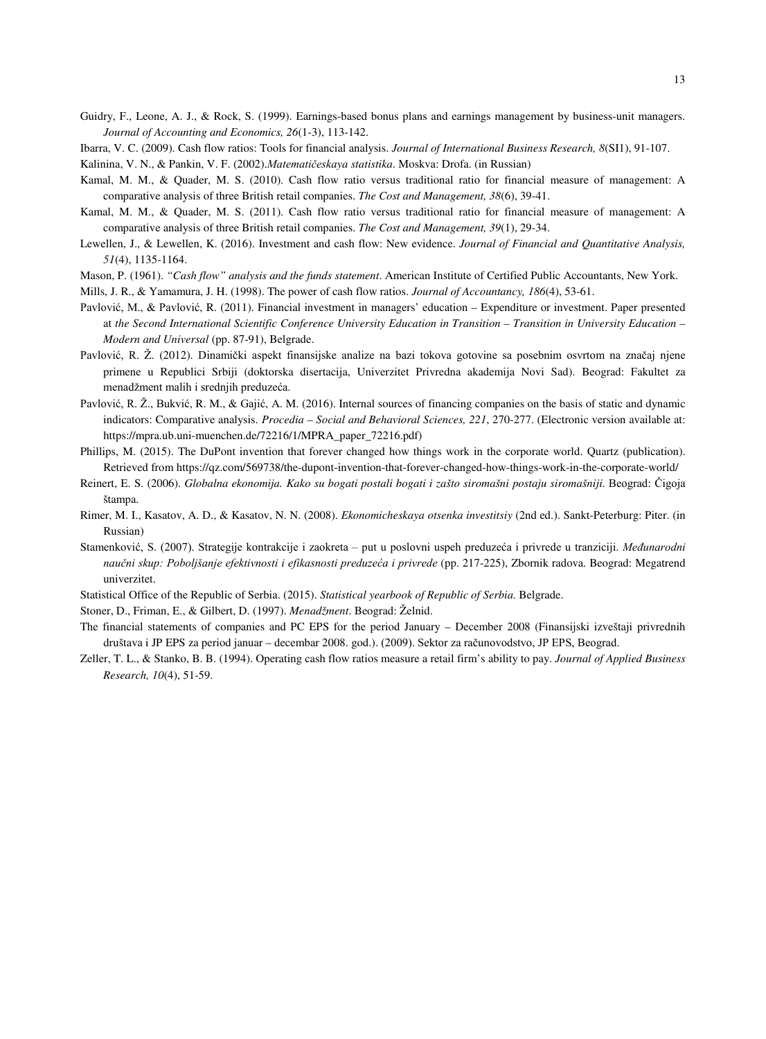Guidry, F., Leone, A. J., & Rock, S. (1999). Earnings-based bonus plans and earnings management by business-unit managers. *Journal of Accounting and Economics, 26*(1-3), 113-142.

Ibarra, V. C. (2009). Cash flow ratios: Tools for financial analysis. *Journal of International Business Research, 8*(SI1), 91-107.

Kalinina, V. N., & Pankin, V. F. (2002).*Matematičeskaya statistika*. Moskva: Drofa. (in Russian)

Kamal, M. M., & Quader, M. S. (2010). Cash flow ratio versus traditional ratio for financial measure of management: A comparative analysis of three British retail companies. *The Cost and Management, 38*(6), 39-41.

Kamal, M. M., & Quader, M. S. (2011). Cash flow ratio versus traditional ratio for financial measure of management: A comparative analysis of three British retail companies. *The Cost and Management, 39*(1), 29-34.

Lewellen, J., & Lewellen, K. (2016). Investment and cash flow: New evidence. *Journal of Financial and Quantitative Analysis, 51*(4), 1135-1164.

Mason, P. (1961). *"Cash flow" analysis and the funds statement*. American Institute of Certified Public Accountants, New York.

Mills, J. R., & Yamamura, J. H. (1998). The power of cash flow ratios. *Journal of Accountancy, 186*(4), 53-61.

Pavlović, M., & Pavlović, R. (2011). Financial investment in managers' education – Expenditure or investment. Paper presented at *the Second International Scientific Conference University Education in Transition – Transition in University Education – Modern and Universal* (pp. 87-91), Belgrade.

Pavlović, R. Ž. (2012). Dinamički aspekt finansijske analize na bazi tokova gotovine sa posebnim osvrtom na značaj njene primene u Republici Srbiji (doktorska disertacija, Univerzitet Privredna akademija Novi Sad). Beograd: Fakultet za menadžment malih i srednjih preduzeća.

Pavlović, R. Ž., Bukvić, R. M., & Gajić, A. M. (2016). Internal sources of financing companies on the basis of static and dynamic indicators: Comparative analysis. *Procedia – Social and Behavioral Sciences, 221*, 270-277. (Electronic version available at: https://mpra.ub.uni-muenchen.de/72216/1/MPRA_paper_72216.pdf)

Phillips, M. (2015). The DuPont invention that forever changed how things work in the corporate world. Quartz (publication). Retrieved from https://qz.com/569738/the-dupont-invention-that-forever-changed-how-things-work-in-the-corporate-world/

Reinert, E. S. (2006). *Globalna ekonomija. Kako su bogati postali bogati i zašto siromašni postaju siromašniji*. Beograd: Čigoja štampa.

Rimer, M. I., Kasatov, A. D., & Kasatov, N. N. (2008). *Ekonomicheskaya otsenka investitsiy* (2nd ed.). Sankt-Peterburg: Piter. (in Russian)

Stamenković, S. (2007). Strategije kontrakcije i zaokreta – put u poslovni uspeh preduzeća i privrede u tranziciji. *Međunarodni naučni skup: Poboljšanje efektivnosti i efikasnosti preduzeća i privrede* (pp. 217-225), Zbornik radova. Beograd: Megatrend univerzitet.

Statistical Office of the Republic of Serbia. (2015). *Statistical yearbook of Republic of Serbia.* Belgrade.

Stoner, D., Friman, E., & Gilbert, D. (1997). *Menadžment*. Beograd: Želnid.

The financial statements of companies and PC EPS for the period January – December 2008 (Finansijski izveštaji privrednih društava i JP EPS za period januar – decembar 2008. god.). (2009). Sektor za računovodstvo, JP EPS, Beograd.

Zeller, T. L., & Stanko, B. B. (1994). Operating cash flow ratios measure a retail firm's ability to pay. *Journal of Applied Business Research, 10*(4), 51-59.